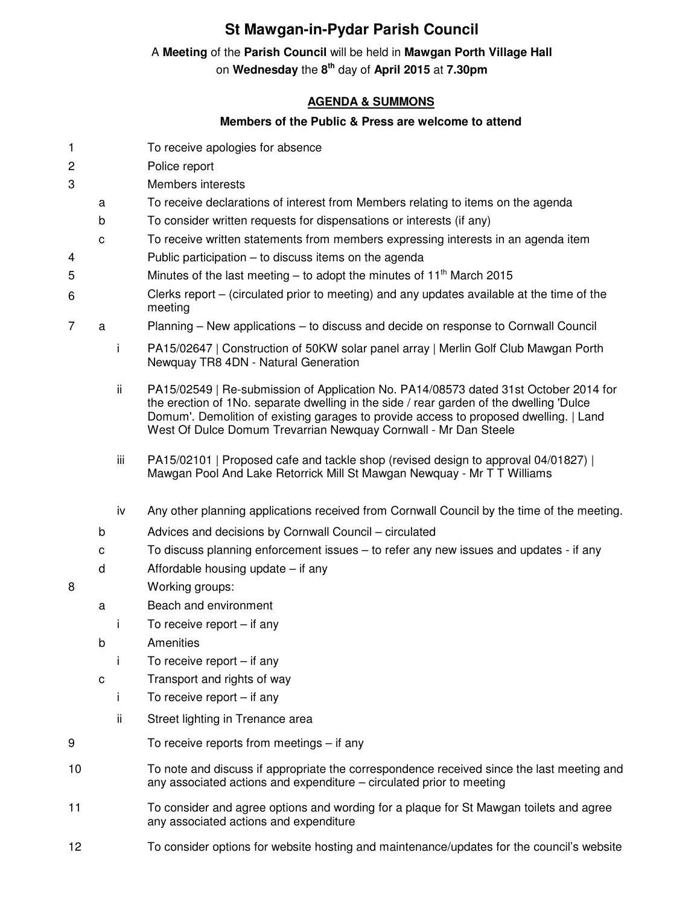# St Mawgan-in-Pydar Parish Council

A **Meeting** of the **Parish Council** will be held in **Mawgan Porth Village Hall** on **Wednesday** the **8th** day of **April 2015** at **7.30pm**

## AGENDA & SUMMONS

**Members of the Public & Press are welcome to attend**

1. To receive apologies for absence
2. Police report
3. Members interests
   - a. To receive declarations of interest from Members relating to items on the agenda
   - b. To consider written requests for dispensations or interests (if any)
   - c. To receive written statements from members expressing interests in an agenda item
4. Public participation – to discuss items on the agenda
5. Minutes of the last meeting – to adopt the minutes of 11th March 2015
6. Clerks report – (circulated prior to meeting) and any updates available at the time of the meeting
7. 
   - a. Planning – New applications – to discuss and decide on response to Cornwall Council
     - i. PA15/02647 | Construction of 50KW solar panel array | Merlin Golf Club Mawgan Porth Newquay TR8 4DN - Natural Generation
     - ii. PA15/02549 | Re-submission of Application No. PA14/08573 dated 31st October 2014 for the erection of 1No. separate dwelling in the side / rear garden of the dwelling 'Dulce Domum'. Demolition of existing garages to provide access to proposed dwelling. | Land West Of Dulce Domum Trevarrian Newquay Cornwall - Mr Dan Steele
     - iii. PA15/02101 | Proposed cafe and tackle shop (revised design to approval 04/01827) | Mawgan Pool And Lake Retorrick Mill St Mawgan Newquay - Mr T T Williams
     - iv. Any other planning applications received from Cornwall Council by the time of the meeting.
   - b. Advices and decisions by Cornwall Council – circulated
   - c. To discuss planning enforcement issues – to refer any new issues and updates - if any
   - d. Affordable housing update – if any
8. Working groups:
   - a. Beach and environment
     - i. To receive report – if any
   - b. Amenities
     - i. To receive report – if any
   - c. Transport and rights of way
     - i. To receive report – if any
     - ii. Street lighting in Trenance area
9. To receive reports from meetings – if any
10. To note and discuss if appropriate the correspondence received since the last meeting and any associated actions and expenditure – circulated prior to meeting
11. To consider and agree options and wording for a plaque for St Mawgan toilets and agree any associated actions and expenditure
12. To consider options for website hosting and maintenance/updates for the council's website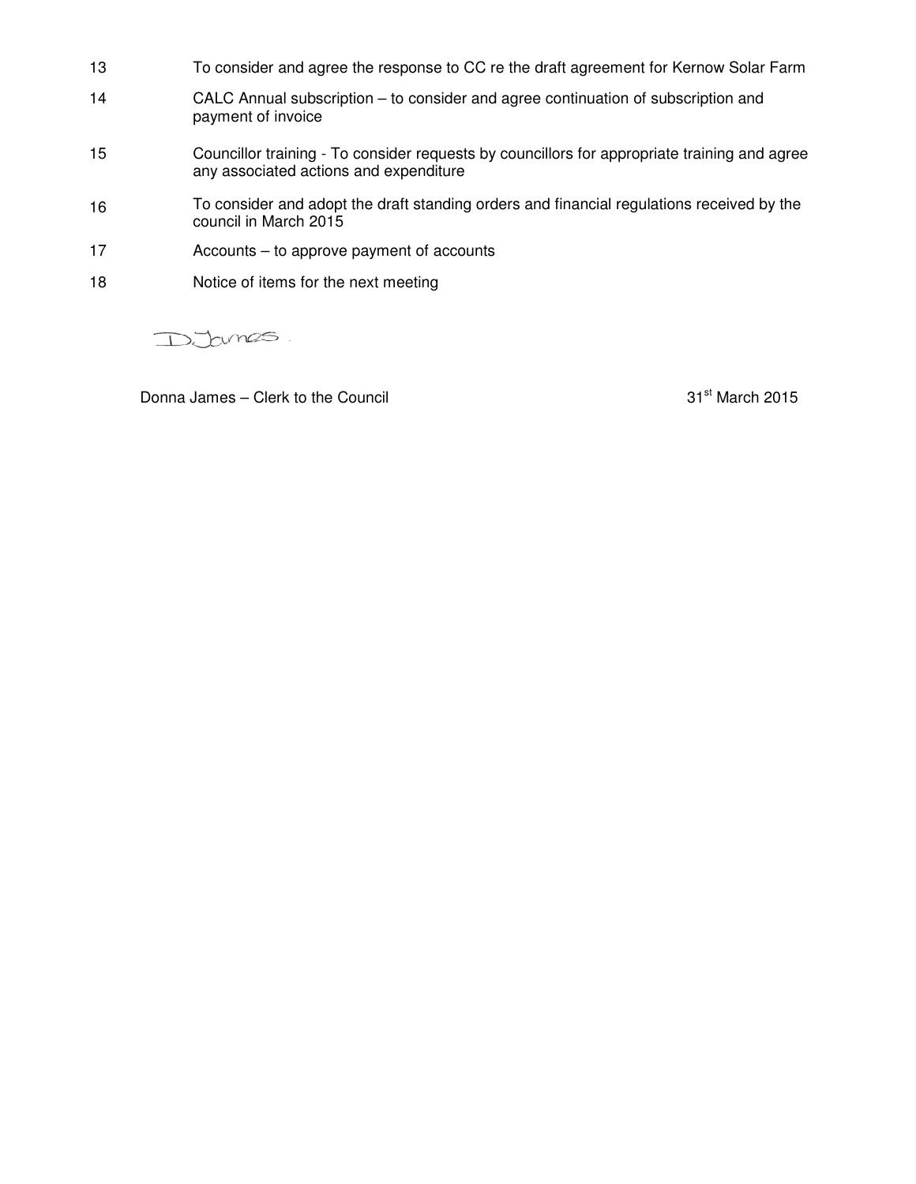13 To consider and agree the response to CC re the draft agreement for Kernow Solar Farm

14 CALC Annual subscription – to consider and agree continuation of subscription and payment of invoice

15 Councillor training - To consider requests by councillors for appropriate training and agree any associated actions and expenditure

16 To consider and adopt the draft standing orders and financial regulations received by the council in March 2015

17 Accounts – to approve payment of accounts

18 Notice of items for the next meeting

D.James.

Donna James – Clerk to the Council 31st March 2015